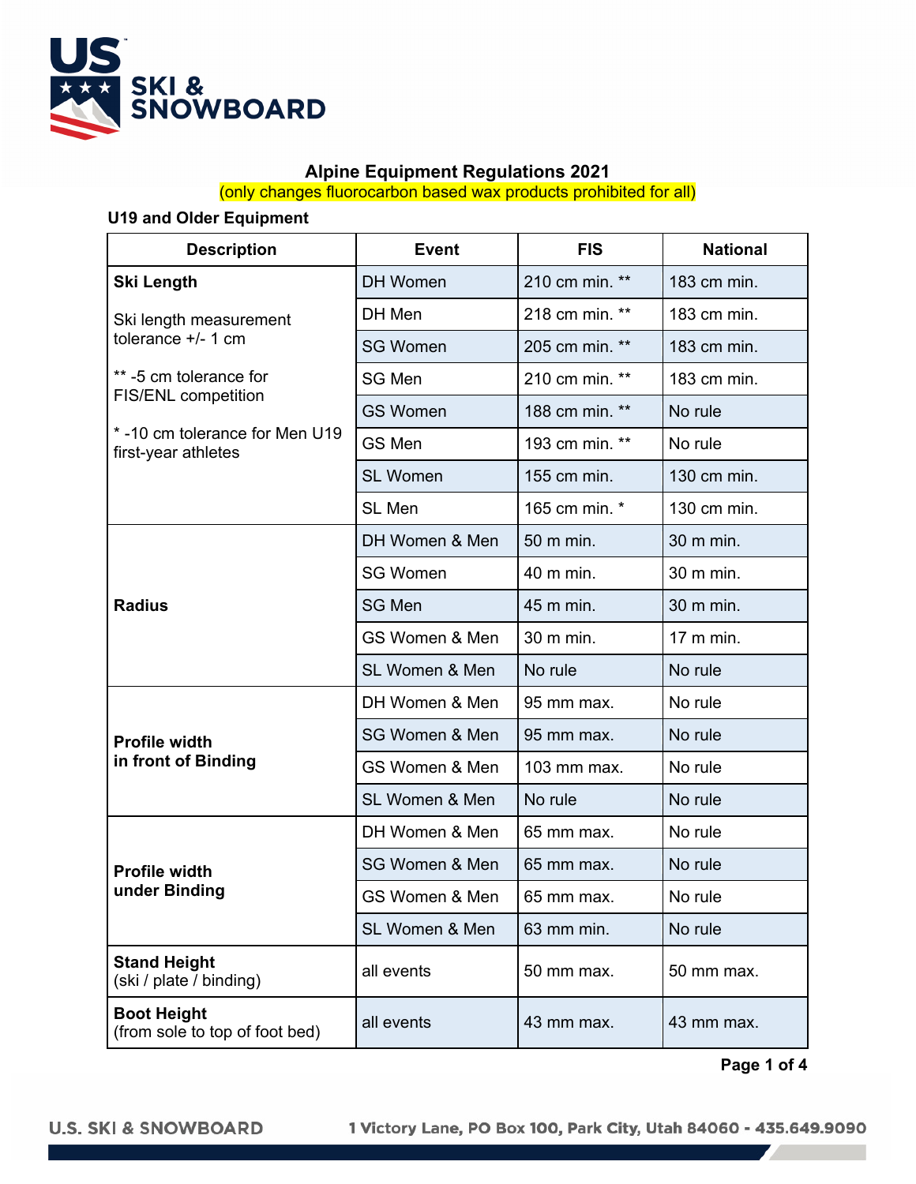# Alpine Equipment Regulations 2021

(only changes fluorocarbon based wax products prohibited for all)

### U19 and Older Equipment

| Description | Event | FIS | National |
|---|---|---|---|
| **Ski Length**<br><br>Ski length measurement tolerance +/- 1 cm<br><br>** -5 cm tolerance for FIS/ENL competition<br><br>* -10 cm tolerance for Men U19 first-year athletes | DH Women | 210 cm min. ** | 183 cm min. |
| | DH Men | 218 cm min. ** | 183 cm min. |
| | SG Women | 205 cm min. ** | 183 cm min. |
| | SG Men | 210 cm min. ** | 183 cm min. |
| | GS Women | 188 cm min. ** | No rule |
| | GS Men | 193 cm min. ** | No rule |
| | SL Women | 155 cm min. | 130 cm min. |
| | SL Men | 165 cm min. * | 130 cm min. |
| **Radius** | DH Women & Men | 50 m min. | 30 m min. |
| | SG Women | 40 m min. | 30 m min. |
| | SG Men | 45 m min. | 30 m min. |
| | GS Women & Men | 30 m min. | 17 m min. |
| | SL Women & Men | No rule | No rule |
| **Profile width in front of Binding** | DH Women & Men | 95 mm max. | No rule |
| | SG Women & Men | 95 mm max. | No rule |
| | GS Women & Men | 103 mm max. | No rule |
| | SL Women & Men | No rule | No rule |
| **Profile width under Binding** | DH Women & Men | 65 mm max. | No rule |
| | SG Women & Men | 65 mm max. | No rule |
| | GS Women & Men | 65 mm max. | No rule |
| | SL Women & Men | 63 mm min. | No rule |
| **Stand Height** (ski / plate / binding) | all events | 50 mm max. | 50 mm max. |
| **Boot Height** (from sole to top of foot bed) | all events | 43 mm max. | 43 mm max. |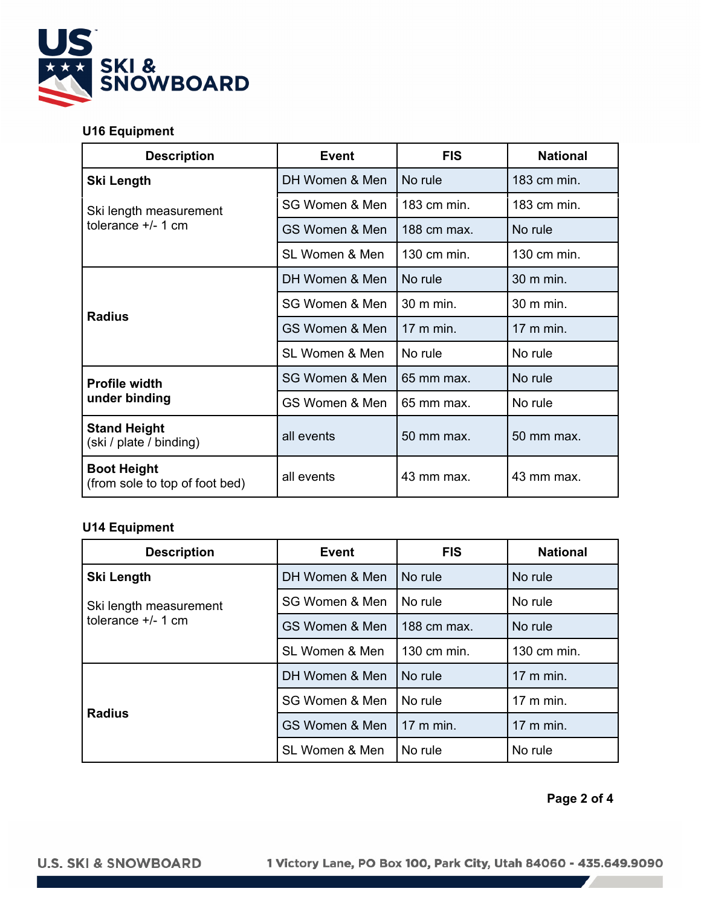**U16 Equipment**

| Description | Event | FIS | National |
|---|---|---|---|
| **Ski Length**<br><br>Ski length measurement tolerance +/- 1 cm | DH Women & Men | No rule | 183 cm min. |
| | SG Women & Men | 183 cm min. | 183 cm min. |
| | GS Women & Men | 188 cm max. | No rule |
| | SL Women & Men | 130 cm min. | 130 cm min. |
| **Radius** | DH Women & Men | No rule | 30 m min. |
| | SG Women & Men | 30 m min. | 30 m min. |
| | GS Women & Men | 17 m min. | 17 m min. |
| | SL Women & Men | No rule | No rule |
| **Profile width under binding** | SG Women & Men | 65 mm max. | No rule |
| | GS Women & Men | 65 mm max. | No rule |
| **Stand Height** (ski / plate / binding) | all events | 50 mm max. | 50 mm max. |
| **Boot Height** (from sole to top of foot bed) | all events | 43 mm max. | 43 mm max. |

**U14 Equipment**

| Description | Event | FIS | National |
|---|---|---|---|
| **Ski Length**<br><br>Ski length measurement tolerance +/- 1 cm | DH Women & Men | No rule | No rule |
| | SG Women & Men | No rule | No rule |
| | GS Women & Men | 188 cm max. | No rule |
| | SL Women & Men | 130 cm min. | 130 cm min. |
| **Radius** | DH Women & Men | No rule | 17 m min. |
| | SG Women & Men | No rule | 17 m min. |
| | GS Women & Men | 17 m min. | 17 m min. |
| | SL Women & Men | No rule | No rule |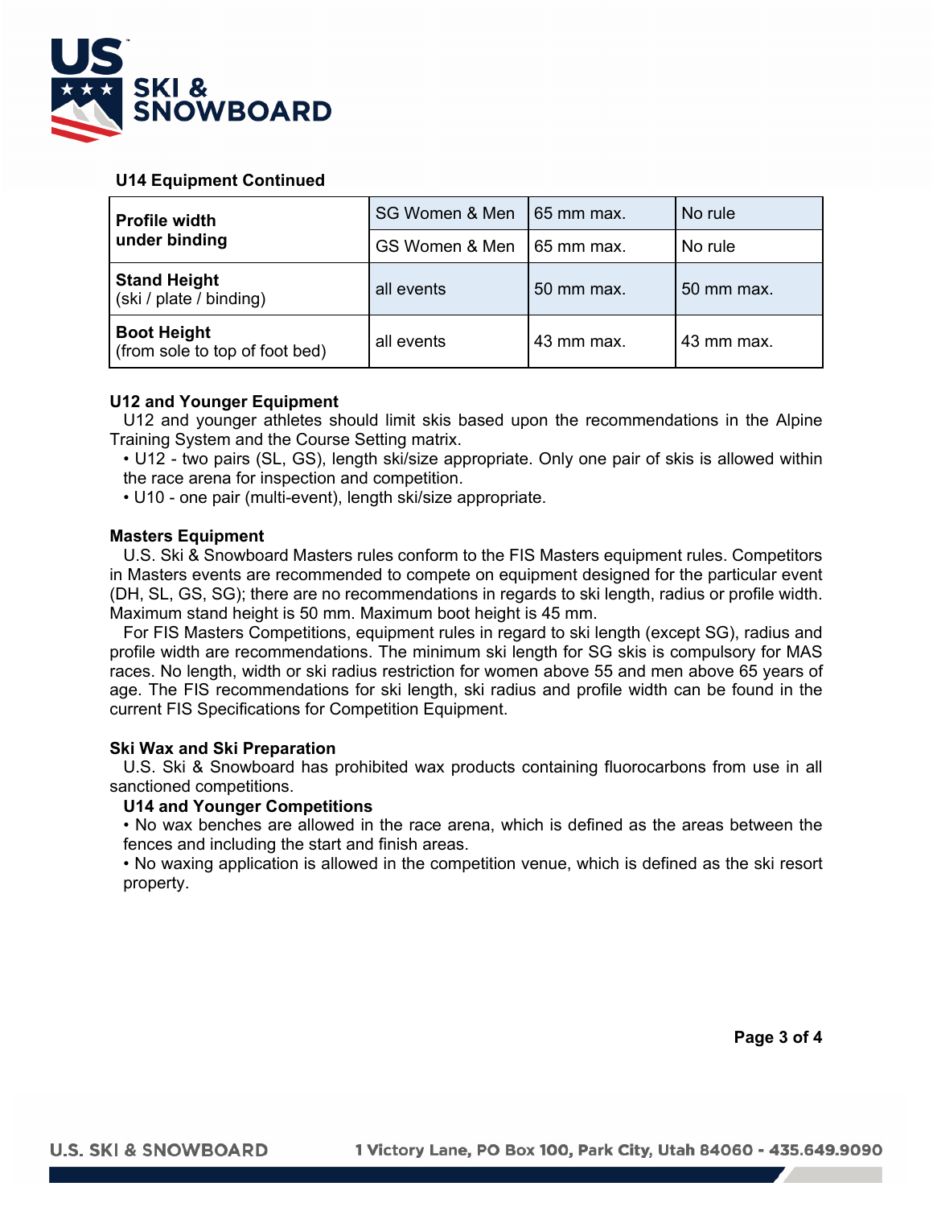### U14 Equipment Continued

| | | | |
|---|---|---|---|
| **Profile width under binding** | SG Women & Men | 65 mm max. | No rule |
| | GS Women & Men | 65 mm max. | No rule |
| **Stand Height** (ski / plate / binding) | all events | 50 mm max. | 50 mm max. |
| **Boot Height** (from sole to top of foot bed) | all events | 43 mm max. | 43 mm max. |

### U12 and Younger Equipment

U12 and younger athletes should limit skis based upon the recommendations in the Alpine Training System and the Course Setting matrix.

- U12 - two pairs (SL, GS), length ski/size appropriate. Only one pair of skis is allowed within the race arena for inspection and competition.
- U10 - one pair (multi-event), length ski/size appropriate.

### Masters Equipment

U.S. Ski & Snowboard Masters rules conform to the FIS Masters equipment rules. Competitors in Masters events are recommended to compete on equipment designed for the particular event (DH, SL, GS, SG); there are no recommendations in regards to ski length, radius or profile width. Maximum stand height is 50 mm. Maximum boot height is 45 mm.

For FIS Masters Competitions, equipment rules in regard to ski length (except SG), radius and profile width are recommendations. The minimum ski length for SG skis is compulsory for MAS races. No length, width or ski radius restriction for women above 55 and men above 65 years of age. The FIS recommendations for ski length, ski radius and profile width can be found in the current FIS Specifications for Competition Equipment.

### Ski Wax and Ski Preparation

U.S. Ski & Snowboard has prohibited wax products containing fluorocarbons from use in all sanctioned competitions.

#### U14 and Younger Competitions

- No wax benches are allowed in the race arena, which is defined as the areas between the fences and including the start and finish areas.
- No waxing application is allowed in the competition venue, which is defined as the ski resort property.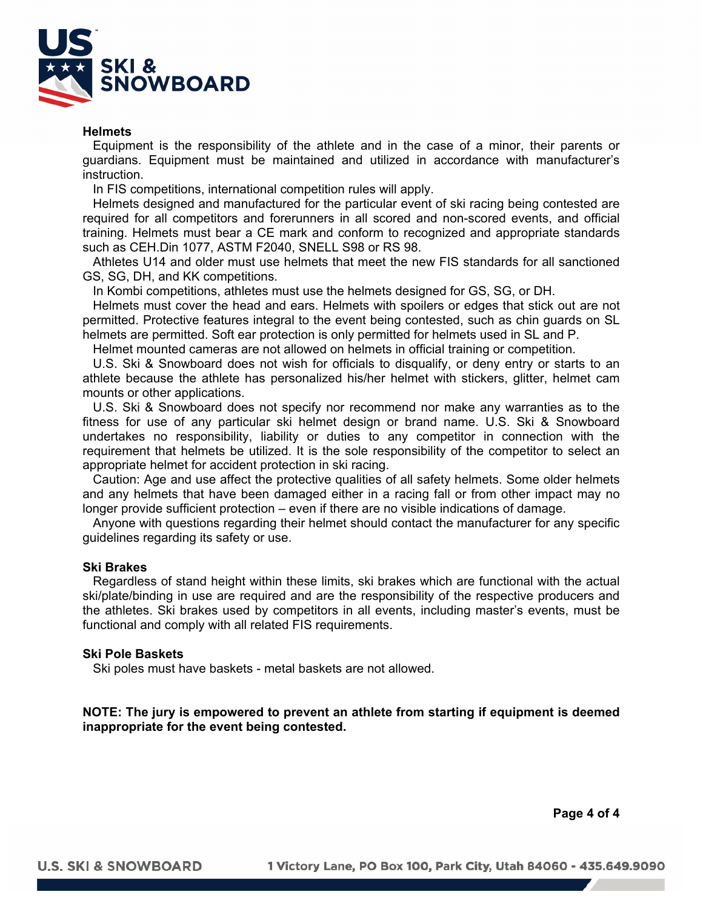**Helmets**

Equipment is the responsibility of the athlete and in the case of a minor, their parents or guardians. Equipment must be maintained and utilized in accordance with manufacturer's instruction.

In FIS competitions, international competition rules will apply.

Helmets designed and manufactured for the particular event of ski racing being contested are required for all competitors and forerunners in all scored and non-scored events, and official training. Helmets must bear a CE mark and conform to recognized and appropriate standards such as CEH.Din 1077, ASTM F2040, SNELL S98 or RS 98.

Athletes U14 and older must use helmets that meet the new FIS standards for all sanctioned GS, SG, DH, and KK competitions.

In Kombi competitions, athletes must use the helmets designed for GS, SG, or DH.

Helmets must cover the head and ears. Helmets with spoilers or edges that stick out are not permitted. Protective features integral to the event being contested, such as chin guards on SL helmets are permitted. Soft ear protection is only permitted for helmets used in SL and P.

Helmet mounted cameras are not allowed on helmets in official training or competition.

U.S. Ski & Snowboard does not wish for officials to disqualify, or deny entry or starts to an athlete because the athlete has personalized his/her helmet with stickers, glitter, helmet cam mounts or other applications.

U.S. Ski & Snowboard does not specify nor recommend nor make any warranties as to the fitness for use of any particular ski helmet design or brand name. U.S. Ski & Snowboard undertakes no responsibility, liability or duties to any competitor in connection with the requirement that helmets be utilized. It is the sole responsibility of the competitor to select an appropriate helmet for accident protection in ski racing.

Caution: Age and use affect the protective qualities of all safety helmets. Some older helmets and any helmets that have been damaged either in a racing fall or from other impact may no longer provide sufficient protection – even if there are no visible indications of damage.

Anyone with questions regarding their helmet should contact the manufacturer for any specific guidelines regarding its safety or use.

**Ski Brakes**

Regardless of stand height within these limits, ski brakes which are functional with the actual ski/plate/binding in use are required and are the responsibility of the respective producers and the athletes. Ski brakes used by competitors in all events, including master's events, must be functional and comply with all related FIS requirements.

**Ski Pole Baskets**

Ski poles must have baskets - metal baskets are not allowed.

**NOTE: The jury is empowered to prevent an athlete from starting if equipment is deemed inappropriate for the event being contested.**